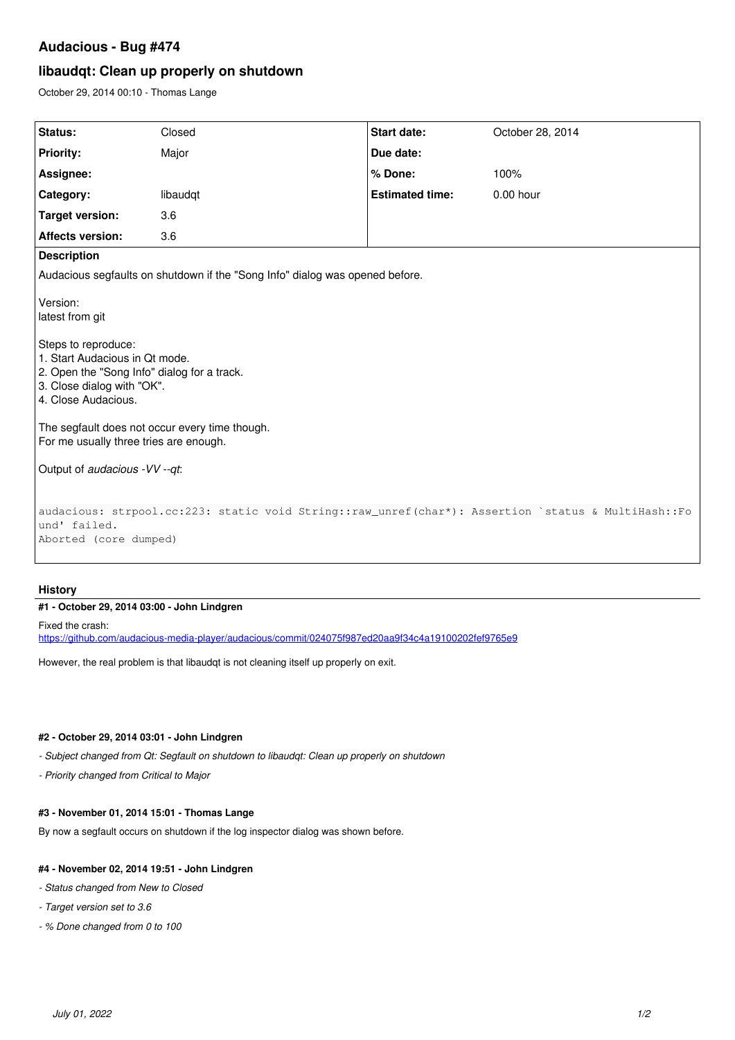# Audacious - Bug #474

## libaudqt: Clean up properly on shutdown

October 29, 2014 00:10 - Thomas Lange

| Status: | Closed | Start date: | October 28, 2014 |
| --- | --- | --- | --- |
| Priority: | Major | Due date: | |
| Assignee: | | % Done: | 100% |
| Category: | libaudqt | Estimated time: | 0.00 hour |
| Target version: | 3.6 | | |
| Affects version: | 3.6 | | |

**Description**

Audacious segfaults on shutdown if the "Song Info" dialog was opened before.

Version:
latest from git

Steps to reproduce:
1. Start Audacious in Qt mode.
2. Open the "Song Info" dialog for a track.
3. Close dialog with "OK".
4. Close Audacious.

The segfault does not occur every time though.
For me usually three tries are enough.

Output of *audacious -VV --qt*:

```
audacious: strpool.cc:223: static void String::raw_unref(char*): Assertion `status & MultiHash::Found' failed.
Aborted (core dumped)
```

### History

#### #1 - October 29, 2014 03:00 - John Lindgren

Fixed the crash:
https://github.com/audacious-media-player/audacious/commit/024075f987ed20aa9f34c4a19100202fef9765e9

However, the real problem is that libaudqt is not cleaning itself up properly on exit.

#### #2 - October 29, 2014 03:01 - John Lindgren

- *Subject changed from Qt: Segfault on shutdown to libaudqt: Clean up properly on shutdown*
- *Priority changed from Critical to Major*

#### #3 - November 01, 2014 15:01 - Thomas Lange

By now a segfault occurs on shutdown if the log inspector dialog was shown before.

#### #4 - November 02, 2014 19:51 - John Lindgren

- *Status changed from New to Closed*
- *Target version set to 3.6*
- *% Done changed from 0 to 100*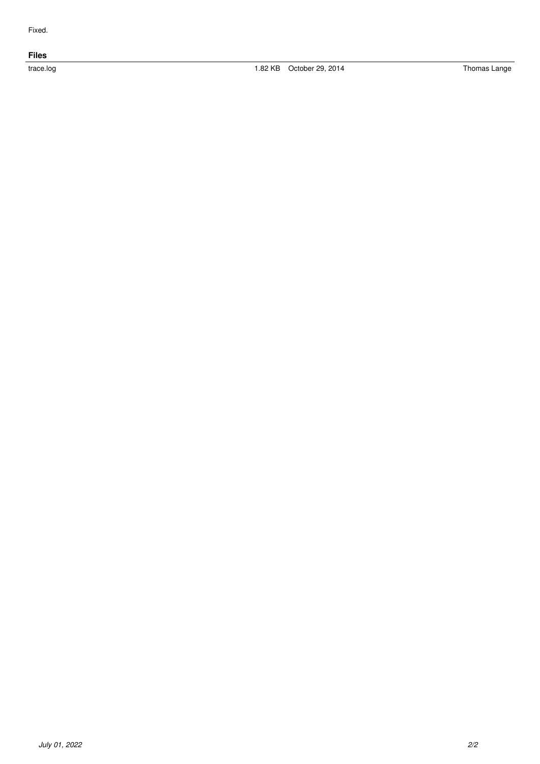Fixed.

## Files

| | | | |
|---|---|---|---|
| trace.log | 1.82 KB | October 29, 2014 | Thomas Lange |